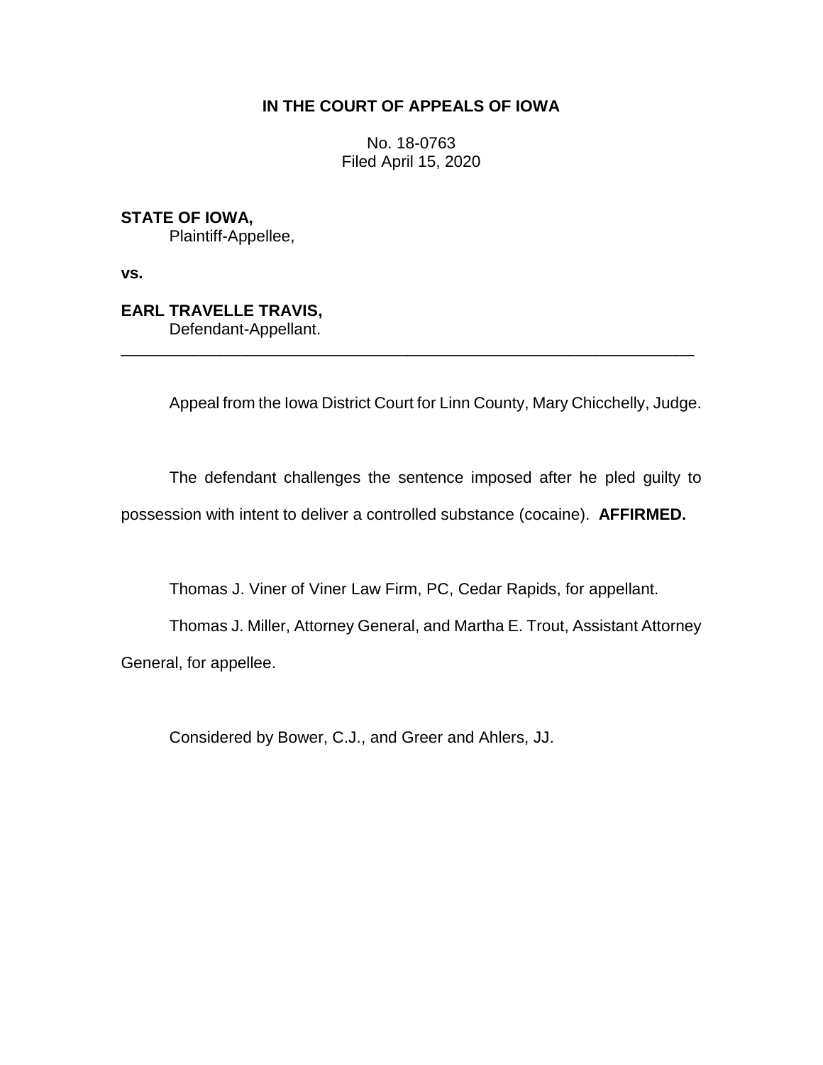**IN THE COURT OF APPEALS OF IOWA**

No. 18-0763
Filed April 15, 2020

**STATE OF IOWA,**
Plaintiff-Appellee,

**vs.**

**EARL TRAVELLE TRAVIS,**
Defendant-Appellant.

---

Appeal from the Iowa District Court for Linn County, Mary Chicchelly, Judge.

The defendant challenges the sentence imposed after he pled guilty to possession with intent to deliver a controlled substance (cocaine). **AFFIRMED.**

Thomas J. Viner of Viner Law Firm, PC, Cedar Rapids, for appellant.

Thomas J. Miller, Attorney General, and Martha E. Trout, Assistant Attorney General, for appellee.

Considered by Bower, C.J., and Greer and Ahlers, JJ.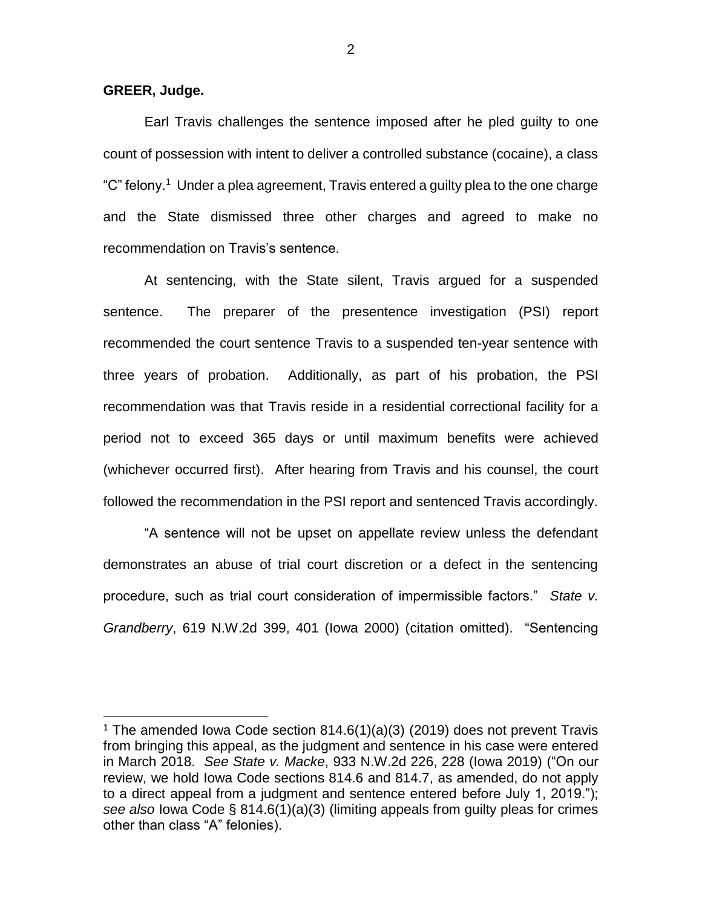**GREER, Judge.**

Earl Travis challenges the sentence imposed after he pled guilty to one count of possession with intent to deliver a controlled substance (cocaine), a class "C" felony.[1] Under a plea agreement, Travis entered a guilty plea to the one charge and the State dismissed three other charges and agreed to make no recommendation on Travis's sentence.

At sentencing, with the State silent, Travis argued for a suspended sentence. The preparer of the presentence investigation (PSI) report recommended the court sentence Travis to a suspended ten-year sentence with three years of probation. Additionally, as part of his probation, the PSI recommendation was that Travis reside in a residential correctional facility for a period not to exceed 365 days or until maximum benefits were achieved (whichever occurred first). After hearing from Travis and his counsel, the court followed the recommendation in the PSI report and sentenced Travis accordingly.

"A sentence will not be upset on appellate review unless the defendant demonstrates an abuse of trial court discretion or a defect in the sentencing procedure, such as trial court consideration of impermissible factors." *State v. Grandberry*, 619 N.W.2d 399, 401 (Iowa 2000) (citation omitted). "Sentencing

[1] The amended Iowa Code section 814.6(1)(a)(3) (2019) does not prevent Travis from bringing this appeal, as the judgment and sentence in his case were entered in March 2018. *See State v. Macke*, 933 N.W.2d 226, 228 (Iowa 2019) ("On our review, we hold Iowa Code sections 814.6 and 814.7, as amended, do not apply to a direct appeal from a judgment and sentence entered before July 1, 2019."); *see also* Iowa Code § 814.6(1)(a)(3) (limiting appeals from guilty pleas for crimes other than class "A" felonies).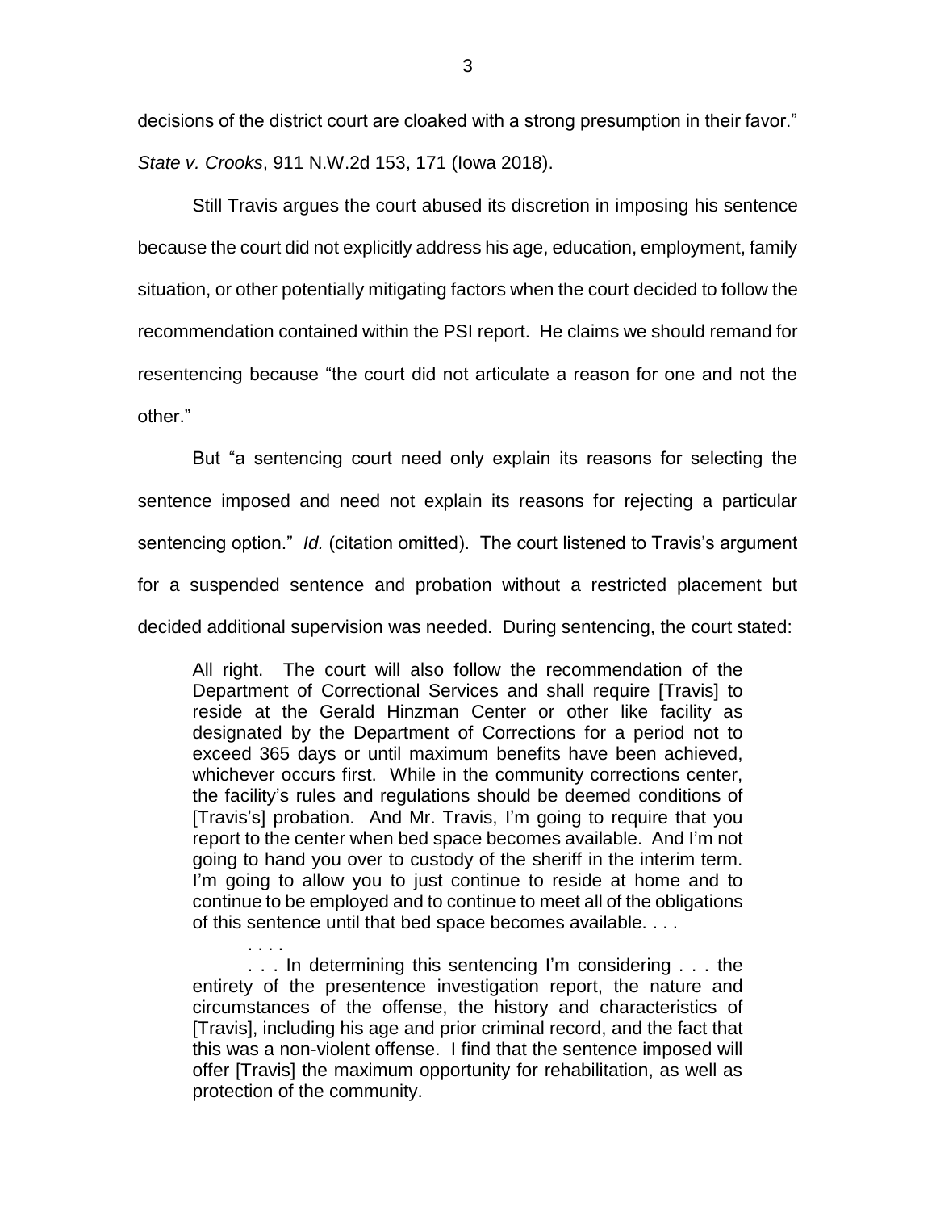decisions of the district court are cloaked with a strong presumption in their favor." *State v. Crooks*, 911 N.W.2d 153, 171 (Iowa 2018).

Still Travis argues the court abused its discretion in imposing his sentence because the court did not explicitly address his age, education, employment, family situation, or other potentially mitigating factors when the court decided to follow the recommendation contained within the PSI report. He claims we should remand for resentencing because "the court did not articulate a reason for one and not the other."

But "a sentencing court need only explain its reasons for selecting the sentence imposed and need not explain its reasons for rejecting a particular sentencing option." *Id.* (citation omitted). The court listened to Travis's argument for a suspended sentence and probation without a restricted placement but decided additional supervision was needed. During sentencing, the court stated:

> All right. The court will also follow the recommendation of the Department of Correctional Services and shall require [Travis] to reside at the Gerald Hinzman Center or other like facility as designated by the Department of Corrections for a period not to exceed 365 days or until maximum benefits have been achieved, whichever occurs first. While in the community corrections center, the facility's rules and regulations should be deemed conditions of [Travis's] probation. And Mr. Travis, I'm going to require that you report to the center when bed space becomes available. And I'm not going to hand you over to custody of the sheriff in the interim term. I'm going to allow you to just continue to reside at home and to continue to be employed and to continue to meet all of the obligations of this sentence until that bed space becomes available. . . .
>
> . . . .
>
> . . . In determining this sentencing I'm considering . . . the entirety of the presentence investigation report, the nature and circumstances of the offense, the history and characteristics of [Travis], including his age and prior criminal record, and the fact that this was a non-violent offense. I find that the sentence imposed will offer [Travis] the maximum opportunity for rehabilitation, as well as protection of the community.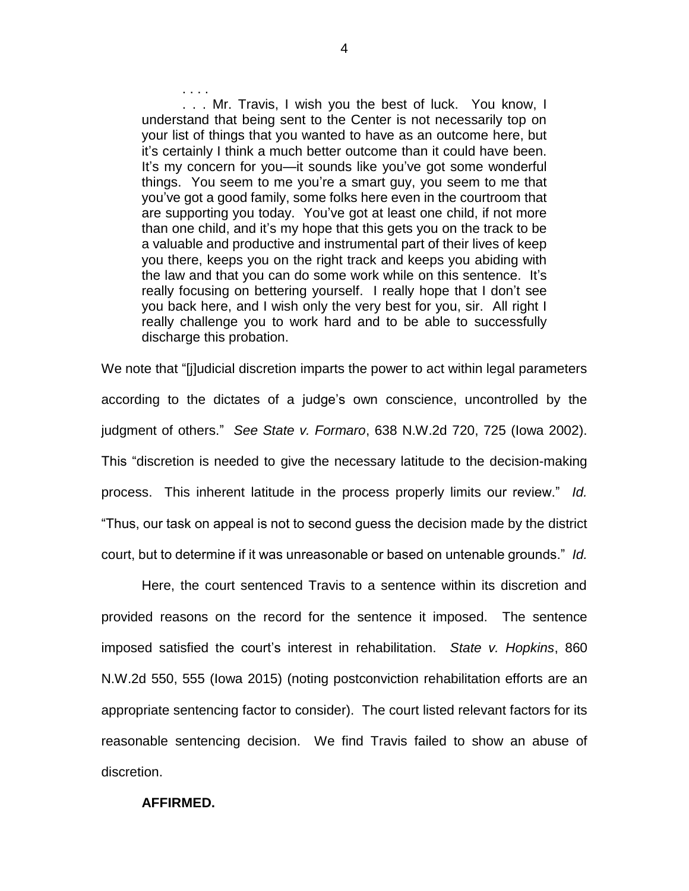> . . . .
>
> . . . Mr. Travis, I wish you the best of luck. You know, I understand that being sent to the Center is not necessarily top on your list of things that you wanted to have as an outcome here, but it's certainly I think a much better outcome than it could have been. It's my concern for you—it sounds like you've got some wonderful things. You seem to me you're a smart guy, you seem to me that you've got a good family, some folks here even in the courtroom that are supporting you today. You've got at least one child, if not more than one child, and it's my hope that this gets you on the track to be a valuable and productive and instrumental part of their lives of keep you there, keeps you on the right track and keeps you abiding with the law and that you can do some work while on this sentence. It's really focusing on bettering yourself. I really hope that I don't see you back here, and I wish only the very best for you, sir. All right I really challenge you to work hard and to be able to successfully discharge this probation.

We note that "[j]udicial discretion imparts the power to act within legal parameters according to the dictates of a judge's own conscience, uncontrolled by the judgment of others." *See State v. Formaro*, 638 N.W.2d 720, 725 (Iowa 2002). This "discretion is needed to give the necessary latitude to the decision-making process. This inherent latitude in the process properly limits our review." *Id.* "Thus, our task on appeal is not to second guess the decision made by the district court, but to determine if it was unreasonable or based on untenable grounds." *Id.*

Here, the court sentenced Travis to a sentence within its discretion and provided reasons on the record for the sentence it imposed. The sentence imposed satisfied the court's interest in rehabilitation. *State v. Hopkins*, 860 N.W.2d 550, 555 (Iowa 2015) (noting postconviction rehabilitation efforts are an appropriate sentencing factor to consider). The court listed relevant factors for its reasonable sentencing decision. We find Travis failed to show an abuse of discretion.

**AFFIRMED.**